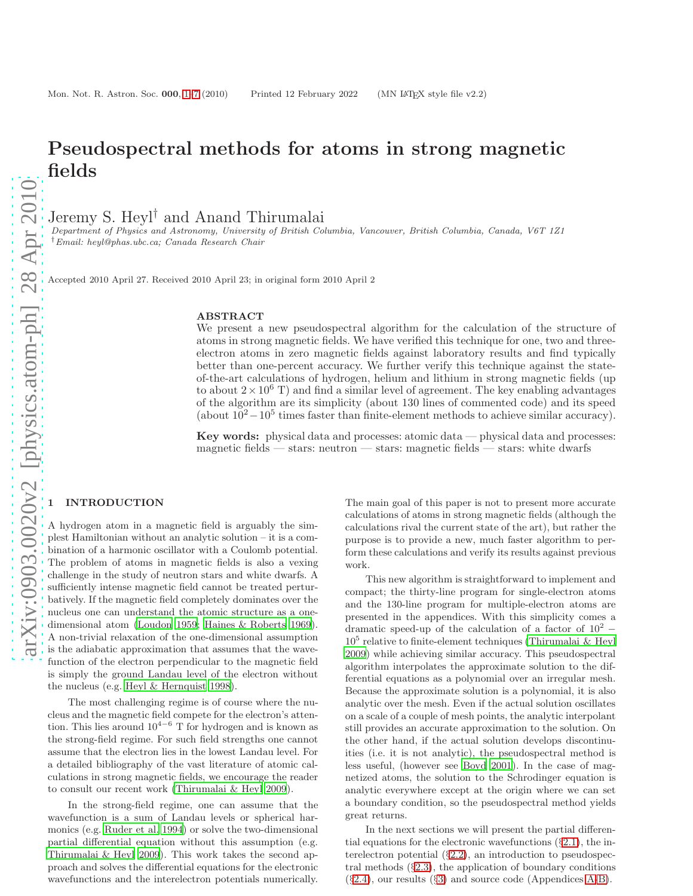# Pseudospectral methods for atoms in strong magnetic fields

Jeremy S. Heyl[†] and Anand Thirumalai

*Department of Physics and Astronomy, University of British Columbia, Vancouver, British Columbia, Canada, V6T 1Z1*
[†]*Email: heyl@phas.ubc.ca; Canada Research Chair*

Accepted 2010 April 27. Received 2010 April 23; in original form 2010 April 2

## ABSTRACT

We present a new pseudospectral algorithm for the calculation of the structure of atoms in strong magnetic fields. We have verified this technique for one, two and three-electron atoms in zero magnetic fields against laboratory results and find typically better than one-percent accuracy. We further verify this technique against the state-of-the-art calculations of hydrogen, helium and lithium in strong magnetic fields (up to about $2 \times 10^6$ T) and find a similar level of agreement. The key enabling advantages of the algorithm are its simplicity (about 130 lines of commented code) and its speed (about $10^2 - 10^5$ times faster than finite-element methods to achieve similar accuracy).

**Key words:** physical data and processes: atomic data — physical data and processes: magnetic fields — stars: neutron — stars: magnetic fields — stars: white dwarfs

## 1 INTRODUCTION

A hydrogen atom in a magnetic field is arguably the simplest Hamiltonian without an analytic solution – it is a combination of a harmonic oscillator with a Coulomb potential. The problem of atoms in magnetic fields is also a vexing challenge in the study of neutron stars and white dwarfs. A sufficiently intense magnetic field cannot be treated perturbatively. If the magnetic field completely dominates over the nucleus one can understand the atomic structure as a one-dimensional atom (Loudon 1959; Haines & Roberts 1969). A non-trivial relaxation of the one-dimensional assumption is the adiabatic approximation that assumes that the wavefunction of the electron perpendicular to the magnetic field is simply the ground Landau level of the electron without the nucleus (e.g. Heyl & Hernquist 1998).

The most challenging regime is of course where the nucleus and the magnetic field compete for the electron's attention. This lies around $10^{4-6}$ T for hydrogen and is known as the strong-field regime. For such field strengths one cannot assume that the electron lies in the lowest Landau level. For a detailed bibliography of the vast literature of atomic calculations in strong magnetic fields, we encourage the reader to consult our recent work (Thirumalai & Heyl 2009).

In the strong-field regime, one can assume that the wavefunction is a sum of Landau levels or spherical harmonics (e.g. Ruder et al. 1994) or solve the two-dimensional partial differential equation without this assumption (e.g. Thirumalai & Heyl 2009). This work takes the second approach and solves the differential equations for the electronic wavefunctions and the interelectron potentials numerically. The main goal of this paper is not to present more accurate calculations of atoms in strong magnetic fields (although the calculations rival the current state of the art), but rather the purpose is to provide a new, much faster algorithm to perform these calculations and verify its results against previous work.

This new algorithm is straightforward to implement and compact; the thirty-line program for single-electron atoms and the 130-line program for multiple-electron atoms are presented in the appendices. With this simplicity comes a dramatic speed-up of the calculation of a factor of $10^2 - 10^5$ relative to finite-element techniques (Thirumalai & Heyl 2009) while achieving similar accuracy. This pseudospectral algorithm interpolates the approximate solution to the differential equations as a polynomial over an irregular mesh. Because the approximate solution is a polynomial, it is also analytic over the mesh. Even if the actual solution oscillates on a scale of a couple of mesh points, the analytic interpolant still provides an accurate approximation to the solution. On the other hand, if the actual solution develops discontinuities (i.e. it is not analytic), the pseudospectral method is less useful, (however see Boyd 2001). In the case of magnetized atoms, the solution to the Schrodinger equation is analytic everywhere except at the origin where we can set a boundary condition, so the pseudospectral method yields great returns.

In the next sections we will present the partial differential equations for the electronic wavefunctions (§2.1), the interelectron potential (§2.2), an introduction to pseudospectral methods (§2.3), the application of boundary conditions (§2.4), our results (§3) and source code (Appendices A–B).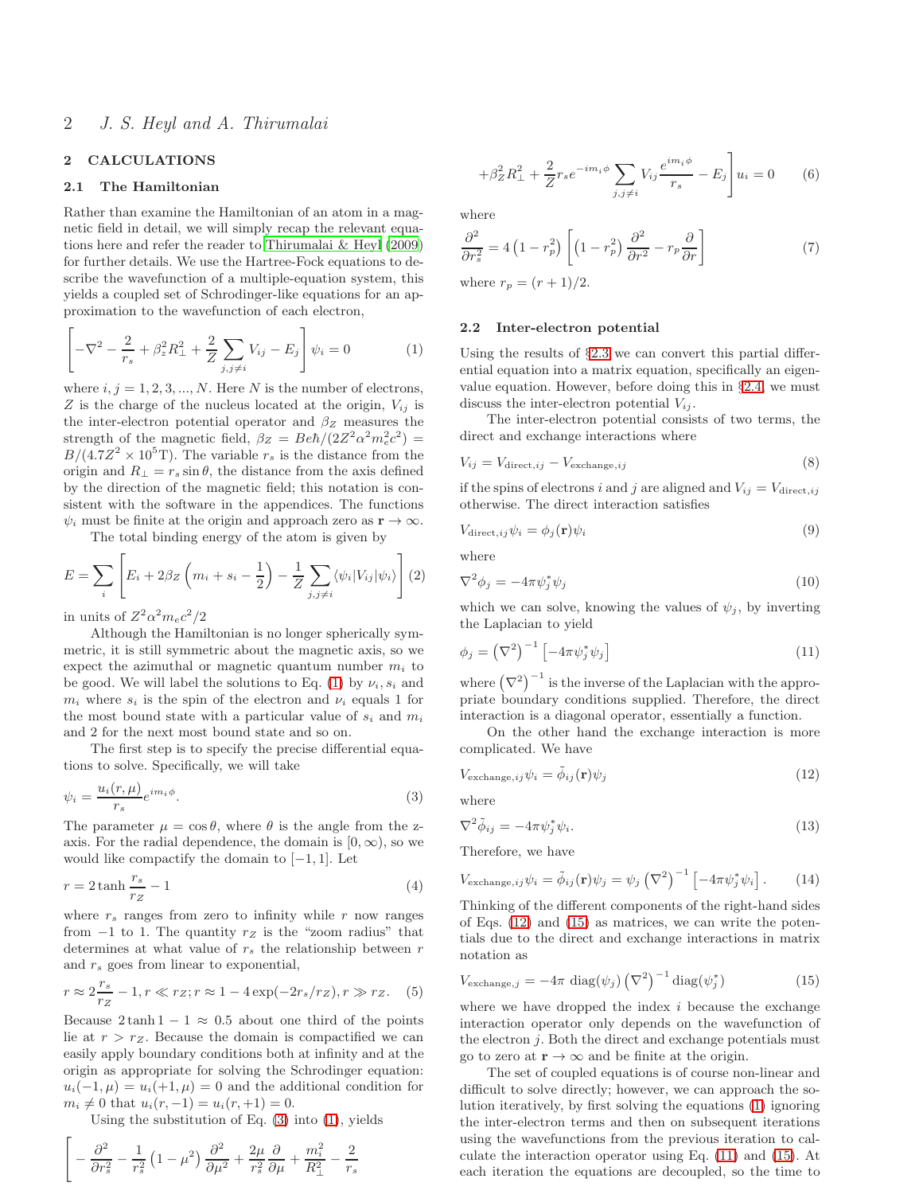## 2 CALCULATIONS

### 2.1 The Hamiltonian

Rather than examine the Hamiltonian of an atom in a magnetic field in detail, we will simply recap the relevant equations here and refer the reader to Thirumalai & Heyl (2009) for further details. We use the Hartree-Fock equations to describe the wavefunction of a multiple-equation system, this yields a coupled set of Schrodinger-like equations for an approximation to the wavefunction of each electron,

$$\left[-\nabla^2 - \frac{2}{r_s} + \beta_z^2 R_\perp^2 + \frac{2}{Z}\sum_{j,j\neq i} V_{ij} - E_j\right]\psi_i = 0 \quad (1)$$

where $i, j = 1, 2, 3, ..., N$. Here $N$ is the number of electrons, $Z$ is the charge of the nucleus located at the origin, $V_{ij}$ is the inter-electron potential operator and $\beta_Z$ measures the strength of the magnetic field, $\beta_Z = Be\hbar/(2Z^2\alpha^2 m_e^2 c^2) = B/(4.7Z^2 \times 10^5\text{T})$. The variable $r_s$ is the distance from the origin and $R_\perp = r_s \sin\theta$, the distance from the axis defined by the direction of the magnetic field; this notation is consistent with the software in the appendices. The functions $\psi_i$ must be finite at the origin and approach zero as $\mathbf{r} \to \infty$.

The total binding energy of the atom is given by

$$E = \sum_i \left[E_i + 2\beta_Z\left(m_i + s_i - \frac{1}{2}\right) - \frac{1}{Z}\sum_{j,j\neq i}\langle\psi_i|V_{ij}|\psi_i\rangle\right] \quad (2)$$

in units of $Z^2\alpha^2 m_e c^2/2$

Although the Hamiltonian is no longer spherically symmetric, it is still symmetric about the magnetic axis, so we expect the azimuthal or magnetic quantum number $m_i$ to be good. We will label the solutions to Eq. (1) by $\nu_i, s_i$ and $m_i$ where $s_i$ is the spin of the electron and $\nu_i$ equals 1 for the most bound state with a particular value of $s_i$ and $m_i$ and 2 for the next most bound state and so on.

The first step is to specify the precise differential equations to solve. Specifically, we will take

$$\psi_i = \frac{u_i(r,\mu)}{r_s}e^{im_i\phi}. \quad (3)$$

The parameter $\mu = \cos\theta$, where $\theta$ is the angle from the z-axis. For the radial dependence, the domain is $[0, \infty)$, so we would like compactify the domain to $[-1, 1]$. Let

$$r = 2\tanh\frac{r_s}{r_Z} - 1 \quad (4)$$

where $r_s$ ranges from zero to infinity while $r$ now ranges from $-1$ to 1. The quantity $r_Z$ is the "zoom radius" that determines at what value of $r_s$ the relationship between $r$ and $r_s$ goes from linear to exponential,

$$r \approx 2\frac{r_s}{r_Z} - 1, r \ll r_Z; r \approx 1 - 4\exp(-2r_s/r_Z), r \gg r_Z. \quad (5)$$

Because $2\tanh 1 - 1 \approx 0.5$ about one third of the points lie at $r > r_Z$. Because the domain is compactified we can easily apply boundary conditions both at infinity and at the origin as appropriate for solving the Schrodinger equation: $u_i(-1,\mu) = u_i(+1,\mu) = 0$ and the additional condition for $m_i \neq 0$ that $u_i(r,-1) = u_i(r,+1) = 0$.

Using the substitution of Eq. (3) into (1), yields

$$\left[-\frac{\partial^2}{\partial r_s^2} - \frac{1}{r_s^2}\left(1-\mu^2\right)\frac{\partial^2}{\partial\mu^2} + \frac{2\mu}{r_s^2}\frac{\partial}{\partial\mu} + \frac{m_i^2}{R_\perp^2} - \frac{2}{r_s}\right.$$

$$\left. + \beta_Z^2 R_\perp^2 + \frac{2}{Z}r_s e^{-im_i\phi}\sum_{j,j\neq i} V_{ij}\frac{e^{im_i\phi}}{r_s} - E_j\right]u_i = 0 \quad (6)$$

where

$$\frac{\partial^2}{\partial r_s^2} = 4\left(1-r_p^2\right)\left[\left(1-r_p^2\right)\frac{\partial^2}{\partial r^2} - r_p\frac{\partial}{\partial r}\right] \quad (7)$$

where $r_p = (r+1)/2$.

### 2.2 Inter-electron potential

Using the results of §2.3 we can convert this partial differential equation into a matrix equation, specifically an eigenvalue equation. However, before doing this in §2.4, we must discuss the inter-electron potential $V_{ij}$.

The inter-electron potential consists of two terms, the direct and exchange interactions where

$$V_{ij} = V_{\text{direct},ij} - V_{\text{exchange},ij} \quad (8)$$

if the spins of electrons $i$ and $j$ are aligned and $V_{ij} = V_{\text{direct},ij}$ otherwise. The direct interaction satisfies

$$V_{\text{direct},ij}\psi_i = \phi_j(\mathbf{r})\psi_i \quad (9)$$

where

$$\nabla^2\phi_j = -4\pi\psi_j^*\psi_j \quad (10)$$

which we can solve, knowing the values of $\psi_j$, by inverting the Laplacian to yield

$$\phi_j = \left(\nabla^2\right)^{-1}\left[-4\pi\psi_j^*\psi_j\right] \quad (11)$$

where $\left(\nabla^2\right)^{-1}$ is the inverse of the Laplacian with the appropriate boundary conditions supplied. Therefore, the direct interaction is a diagonal operator, essentially a function.

On the other hand the exchange interaction is more complicated. We have

$$V_{\text{exchange},ij}\psi_i = \tilde\phi_{ij}(\mathbf{r})\psi_j \quad (12)$$

where

$$\nabla^2\tilde\phi_{ij} = -4\pi\psi_j^*\psi_i. \quad (13)$$

Therefore, we have

$$V_{\text{exchange},ij}\psi_i = \tilde\phi_{ij}(\mathbf{r})\psi_j = \psi_j\left(\nabla^2\right)^{-1}\left[-4\pi\psi_j^*\psi_i\right]. \quad (14)$$

Thinking of the different components of the right-hand sides of Eqs. (12) and (15) as matrices, we can write the potentials due to the direct and exchange interactions in matrix notation as

$$V_{\text{exchange},j} = -4\pi\ \text{diag}(\psi_j)\left(\nabla^2\right)^{-1}\text{diag}(\psi_j^*) \quad (15)$$

where we have dropped the index $i$ because the exchange interaction operator only depends on the wavefunction of the electron $j$. Both the direct and exchange potentials must go to zero at $\mathbf{r} \to \infty$ and be finite at the origin.

The set of coupled equations is of course non-linear and difficult to solve directly; however, we can approach the solution iteratively, by first solving the equations (1) ignoring the inter-electron terms and then on subsequent iterations using the wavefunctions from the previous iteration to calculate the interaction operator using Eq. (11) and (15). At each iteration the equations are decoupled, so the time to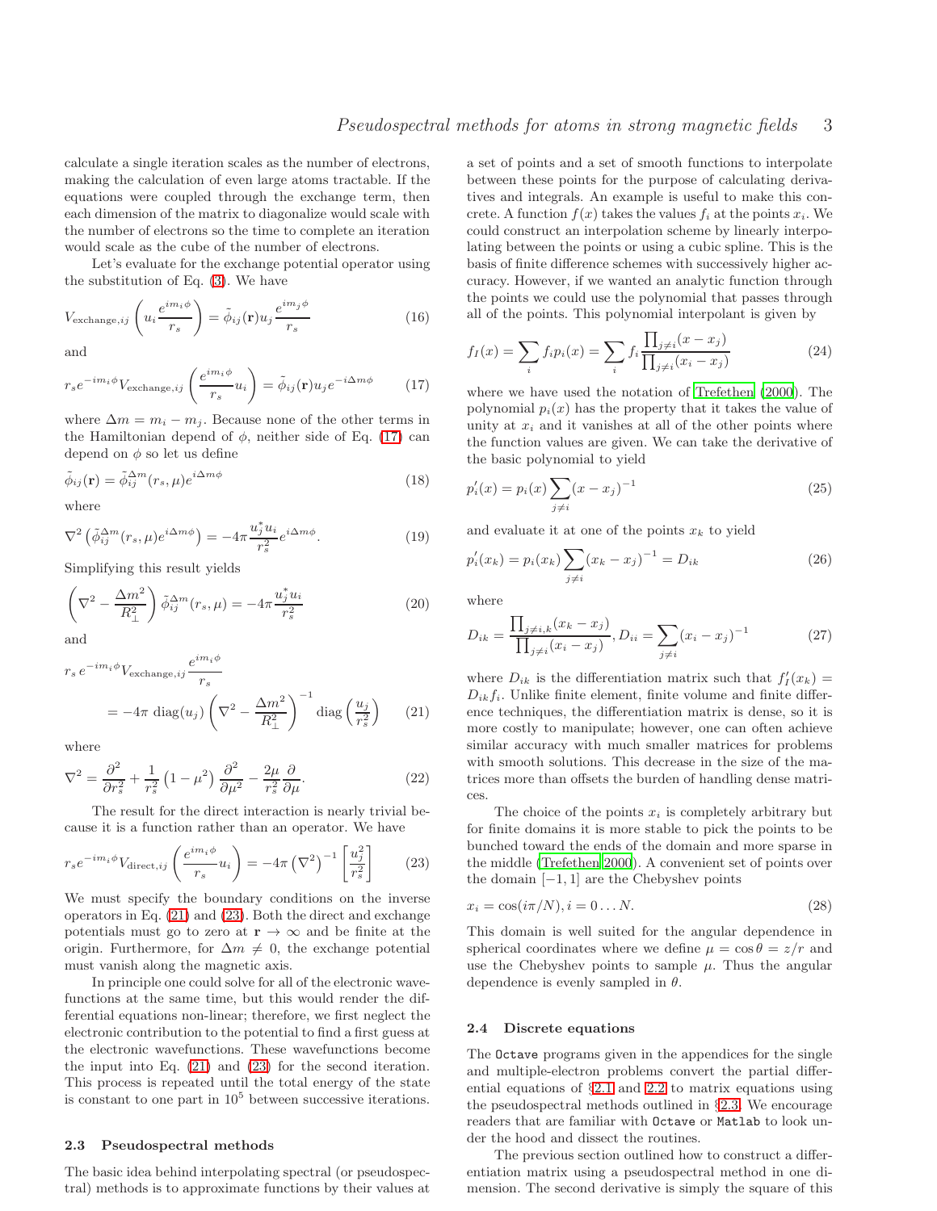calculate a single iteration scales as the number of electrons, making the calculation of even large atoms tractable. If the equations were coupled through the exchange term, then each dimension of the matrix to diagonalize would scale with the number of electrons so the time to complete an iteration would scale as the cube of the number of electrons.

Let's evaluate for the exchange potential operator using the substitution of Eq. (3). We have

$$V_{\mathrm{exchange},ij}\left(u_i\frac{e^{im_i\phi}}{r_s}\right)=\tilde{\phi}_{ij}(\mathbf{r})u_j\frac{e^{im_j\phi}}{r_s} \tag{16}$$

and

$$r_s e^{-im_i\phi}V_{\mathrm{exchange},ij}\left(\frac{e^{im_i\phi}}{r_s}u_i\right)=\tilde{\phi}_{ij}(\mathbf{r})u_j e^{-i\Delta m\phi} \tag{17}$$

where $\Delta m = m_i - m_j$. Because none of the other terms in the Hamiltonian depend of $\phi$, neither side of Eq. (17) can depend on $\phi$ so let us define

$$\tilde{\phi}_{ij}(\mathbf{r})=\tilde{\phi}^{\Delta m}_{ij}(r_s,\mu)e^{i\Delta m\phi} \tag{18}$$

where

$$\nabla^2\left(\tilde{\phi}^{\Delta m}_{ij}(r_s,\mu)e^{i\Delta m\phi}\right)=-4\pi\frac{u_j^* u_i}{r_s^2}e^{i\Delta m\phi}. \tag{19}$$

Simplifying this result yields

$$\left(\nabla^2-\frac{\Delta m^2}{R_\perp^2}\right)\tilde{\phi}^{\Delta m}_{ij}(r_s,\mu)=-4\pi\frac{u_j^* u_i}{r_s^2} \tag{20}$$

and

$$r_s\, e^{-im_i\phi}V_{\mathrm{exchange},ij}\frac{e^{im_i\phi}}{r_s} = -4\pi\ \mathrm{diag}(u_j)\left(\nabla^2-\frac{\Delta m^2}{R_\perp^2}\right)^{-1}\mathrm{diag}\left(\frac{u_j}{r_s^2}\right) \tag{21}$$

where

$$\nabla^2=\frac{\partial^2}{\partial r_s^2}+\frac{1}{r_s^2}\left(1-\mu^2\right)\frac{\partial^2}{\partial\mu^2}-\frac{2\mu}{r_s^2}\frac{\partial}{\partial\mu}. \tag{22}$$

The result for the direct interaction is nearly trivial because it is a function rather than an operator. We have

$$r_s e^{-im_i\phi}V_{\mathrm{direct},ij}\left(\frac{e^{im_i\phi}}{r_s}u_i\right)=-4\pi\left(\nabla^2\right)^{-1}\left[\frac{u_j^2}{r_s^2}\right] \tag{23}$$

We must specify the boundary conditions on the inverse operators in Eq. (21) and (23). Both the direct and exchange potentials must go to zero at $\mathbf{r}\rightarrow\infty$ and be finite at the origin. Furthermore, for $\Delta m \neq 0$, the exchange potential must vanish along the magnetic axis.

In principle one could solve for all of the electronic wavefunctions at the same time, but this would render the differential equations non-linear; therefore, we first neglect the electronic contribution to the potential to find a first guess at the electronic wavefunctions. These wavefunctions become the input into Eq. (21) and (23) for the second iteration. This process is repeated until the total energy of the state is constant to one part in $10^5$ between successive iterations.

### 2.3 Pseudospectral methods

The basic idea behind interpolating spectral (or pseudospectral) methods is to approximate functions by their values at a set of points and a set of smooth functions to interpolate between these points for the purpose of calculating derivatives and integrals. An example is useful to make this concrete. A function $f(x)$ takes the values $f_i$ at the points $x_i$. We could construct an interpolation scheme by linearly interpolating between the points or using a cubic spline. This is the basis of finite difference schemes with successively higher accuracy. However, if we wanted an analytic function through the points we could use the polynomial that passes through all of the points. This polynomial interpolant is given by

$$f_I(x)=\sum_i f_i p_i(x)=\sum_i f_i\frac{\prod_{j\neq i}(x-x_j)}{\prod_{j\neq i}(x_i-x_j)} \tag{24}$$

where we have used the notation of Trefethen (2000). The polynomial $p_i(x)$ has the property that it takes the value of unity at $x_i$ and it vanishes at all of the other points where the function values are given. We can take the derivative of the basic polynomial to yield

$$p_i'(x)=p_i(x)\sum_{j\neq i}(x-x_j)^{-1} \tag{25}$$

and evaluate it at one of the points $x_k$ to yield

$$p_i'(x_k)=p_i(x_k)\sum_{j\neq i}(x_k-x_j)^{-1}=D_{ik} \tag{26}$$

where

$$D_{ik}=\frac{\prod_{j\neq i,k}(x_k-x_j)}{\prod_{j\neq i}(x_i-x_j)}, D_{ii}=\sum_{j\neq i}(x_i-x_j)^{-1} \tag{27}$$

where $D_{ik}$ is the differentiation matrix such that $f_I'(x_k) = D_{ik}f_i$. Unlike finite element, finite volume and finite difference techniques, the differentiation matrix is dense, so it is more costly to manipulate; however, one can often achieve similar accuracy with much smaller matrices for problems with smooth solutions. This decrease in the size of the matrices more than offsets the burden of handling dense matrices.

The choice of the points $x_i$ is completely arbitrary but for finite domains it is more stable to pick the points to be bunched toward the ends of the domain and more sparse in the middle (Trefethen 2000). A convenient set of points over the domain $[-1,1]$ are the Chebyshev points

$$x_i=\cos(i\pi/N), i=0\ldots N. \tag{28}$$

This domain is well suited for the angular dependence in spherical coordinates where we define $\mu=\cos\theta=z/r$ and use the Chebyshev points to sample $\mu$. Thus the angular dependence is evenly sampled in $\theta$.

### 2.4 Discrete equations

The `Octave` programs given in the appendices for the single and multiple-electron problems convert the partial differential equations of §2.1 and 2.2 to matrix equations using the pseudospectral methods outlined in §2.3. We encourage readers that are familiar with `Octave` or `Matlab` to look under the hood and dissect the routines.

The previous section outlined how to construct a differentiation matrix using a pseudospectral method in one dimension. The second derivative is simply the square of this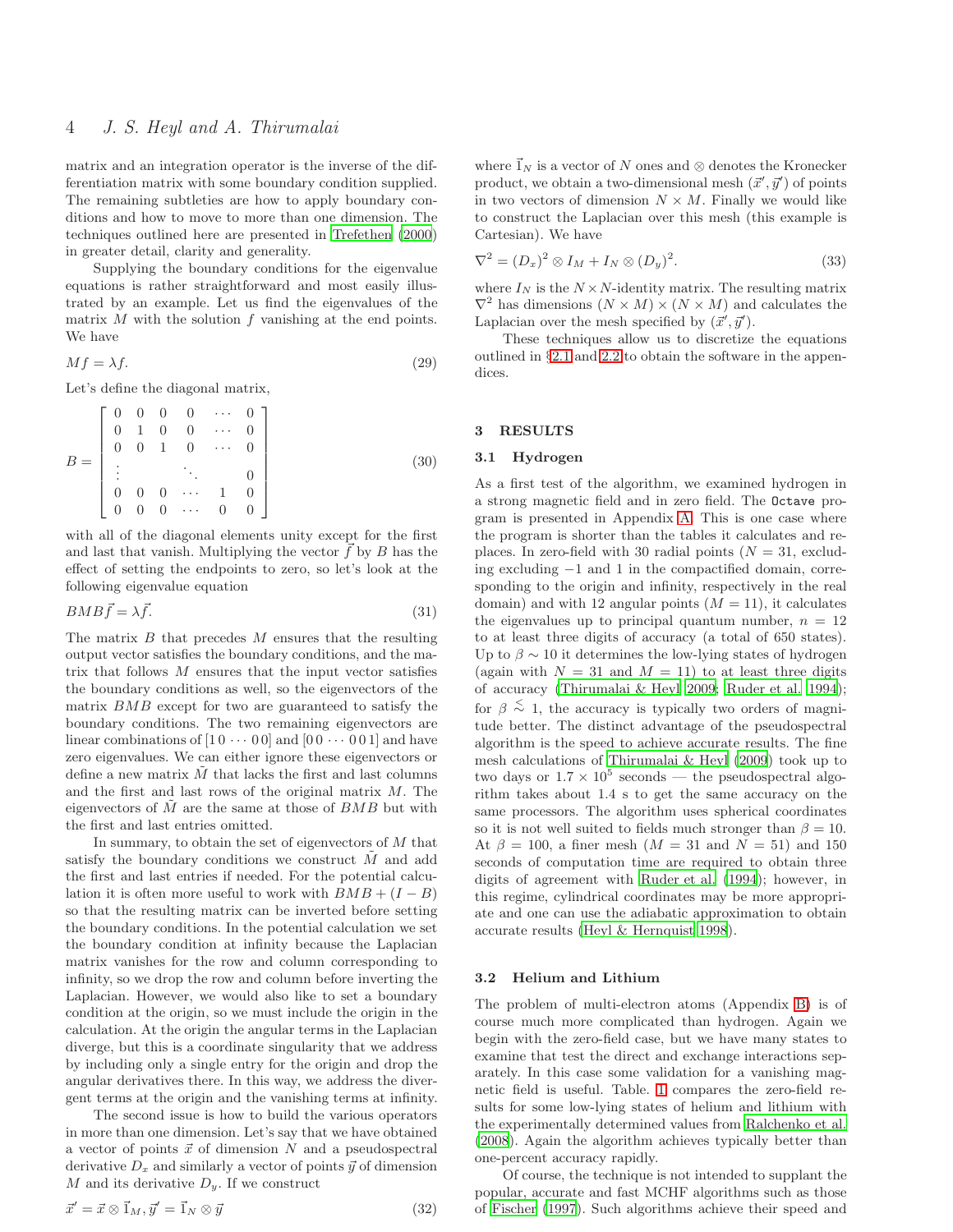matrix and an integration operator is the inverse of the differentiation matrix with some boundary condition supplied. The remaining subtleties are how to apply boundary conditions and how to move to more than one dimension. The techniques outlined here are presented in Trefethen (2000) in greater detail, clarity and generality.

Supplying the boundary conditions for the eigenvalue equations is rather straightforward and most easily illustrated by an example. Let us find the eigenvalues of the matrix $M$ with the solution $f$ vanishing at the end points. We have

$$Mf = \lambda f. \tag{29}$$

Let's define the diagonal matrix,

$$B = \begin{bmatrix} 0 & 0 & 0 & 0 & \cdots & 0 \\ 0 & 1 & 0 & 0 & \cdots & 0 \\ 0 & 0 & 1 & 0 & \cdots & 0 \\ \vdots & & & \ddots & & 0 \\ 0 & 0 & 0 & \cdots & 1 & 0 \\ 0 & 0 & 0 & \cdots & 0 & 0 \end{bmatrix} \tag{30}$$

with all of the diagonal elements unity except for the first and last that vanish. Multiplying the vector $\vec{f}$ by $B$ has the effect of setting the endpoints to zero, so let's look at the following eigenvalue equation

$$BMB\vec{f} = \lambda \vec{f}. \tag{31}$$

The matrix $B$ that precedes $M$ ensures that the resulting output vector satisfies the boundary conditions, and the matrix that follows $M$ ensures that the input vector satisfies the boundary conditions as well, so the eigenvectors of the matrix $BMB$ except for two are guaranteed to satisfy the boundary conditions. The two remaining eigenvectors are linear combinations of $[1\,0 \cdots 0\,0]$ and $[0\,0 \cdots 0\,0\,1]$ and have zero eigenvalues. We can either ignore these eigenvectors or define a new matrix $\tilde{M}$ that lacks the first and last columns and the first and last rows of the original matrix $M$. The eigenvectors of $\tilde{M}$ are the same at those of $BMB$ but with the first and last entries omitted.

In summary, to obtain the set of eigenvectors of $M$ that satisfy the boundary conditions we construct $\tilde{M}$ and add the first and last entries if needed. For the potential calculation it is often more useful to work with $BMB + (I - B)$ so that the resulting matrix can be inverted before setting the boundary conditions. In the potential calculation we set the boundary condition at infinity because the Laplacian matrix vanishes for the row and column corresponding to infinity, so we drop the row and column before inverting the Laplacian. However, we would also like to set a boundary condition at the origin, so we must include the origin in the calculation. At the origin the angular terms in the Laplacian diverge, but this is a coordinate singularity that we address by including only a single entry for the origin and drop the angular derivatives there. In this way, we address the divergent terms at the origin and the vanishing terms at infinity.

The second issue is how to build the various operators in more than one dimension. Let's say that we have obtained a vector of points $\vec{x}$ of dimension $N$ and a pseudospectral derivative $D_x$ and similarly a vector of points $\vec{y}$ of dimension $M$ and its derivative $D_y$. If we construct

$$\vec{x}' = \vec{x} \otimes \vec{1}_M, \vec{y}' = \vec{1}_N \otimes \vec{y} \tag{32}$$

where $\vec{1}_N$ is a vector of $N$ ones and $\otimes$ denotes the Kronecker product, we obtain a two-dimensional mesh $(\vec{x}', \vec{y}')$ of points in two vectors of dimension $N \times M$. Finally we would like to construct the Laplacian over this mesh (this example is Cartesian). We have

$$\nabla^2 = (D_x)^2 \otimes I_M + I_N \otimes (D_y)^2. \tag{33}$$

where $I_N$ is the $N \times N$-identity matrix. The resulting matrix $\nabla^2$ has dimensions $(N \times M) \times (N \times M)$ and calculates the Laplacian over the mesh specified by $(\vec{x}', \vec{y}')$.

These techniques allow us to discretize the equations outlined in §2.1 and 2.2 to obtain the software in the appendices.

## 3 RESULTS

### 3.1 Hydrogen

As a first test of the algorithm, we examined hydrogen in a strong magnetic field and in zero field. The Octave program is presented in Appendix A. This is one case where the program is shorter than the tables it calculates and replaces. In zero-field with 30 radial points ($N = 31$, excluding excluding $-1$ and 1 in the compactified domain, corresponding to the origin and infinity, respectively in the real domain) and with 12 angular points ($M = 11$), it calculates the eigenvalues up to principal quantum number, $n = 12$ to at least three digits of accuracy (a total of 650 states). Up to $\beta \sim 10$ it determines the low-lying states of hydrogen (again with $N = 31$ and $M = 11$) to at least three digits of accuracy (Thirumalai & Heyl 2009; Ruder et al. 1994); for $\beta \lesssim 1$, the accuracy is typically two orders of magnitude better. The distinct advantage of the pseudospectral algorithm is the speed to achieve accurate results. The fine mesh calculations of Thirumalai & Heyl (2009) took up to two days or $1.7 \times 10^5$ seconds — the pseudospectral algorithm takes about 1.4 s to get the same accuracy on the same processors. The algorithm uses spherical coordinates so it is not well suited to fields much stronger than $\beta = 10$. At $\beta = 100$, a finer mesh ($M = 31$ and $N = 51$) and 150 seconds of computation time are required to obtain three digits of agreement with Ruder et al. (1994); however, in this regime, cylindrical coordinates may be more appropriate and one can use the adiabatic approximation to obtain accurate results (Heyl & Hernquist 1998).

### 3.2 Helium and Lithium

The problem of multi-electron atoms (Appendix B) is of course much more complicated than hydrogen. Again we begin with the zero-field case, but we have many states to examine that test the direct and exchange interactions separately. In this case some validation for a vanishing magnetic field is useful. Table. 1 compares the zero-field results for some low-lying states of helium and lithium with the experimentally determined values from Ralchenko et al. (2008). Again the algorithm achieves typically better than one-percent accuracy rapidly.

Of course, the technique is not intended to supplant the popular, accurate and fast MCHF algorithms such as those of Fischer (1997). Such algorithms achieve their speed and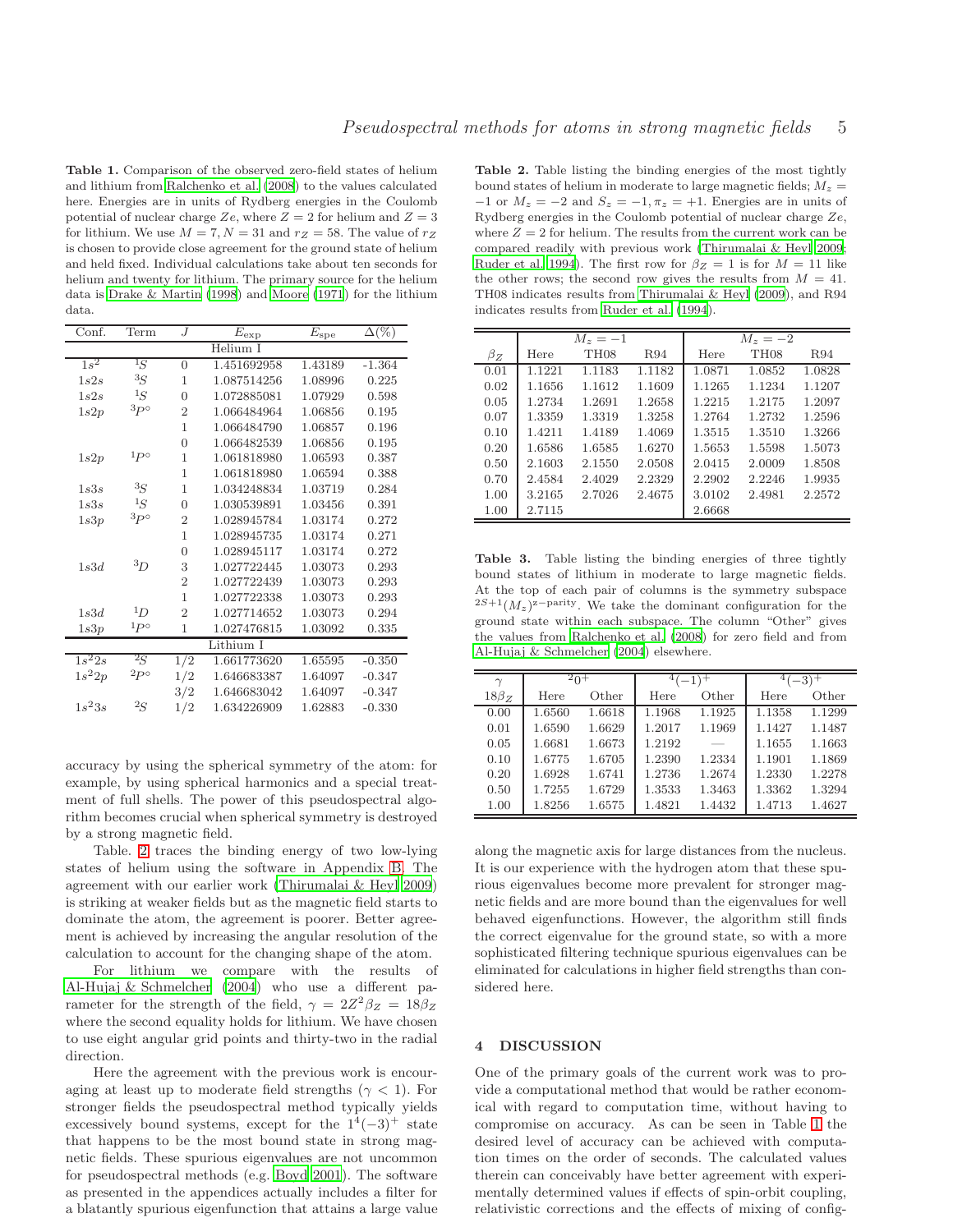**Table 1.** Comparison of the observed zero-field states of helium and lithium from Ralchenko et al. (2008) to the values calculated here. Energies are in units of Rydberg energies in the Coulomb potential of nuclear charge $Ze$, where $Z = 2$ for helium and $Z = 3$ for lithium. We use $M = 7, N = 31$ and $r_Z = 58$. The value of $r_Z$ is chosen to provide close agreement for the ground state of helium and held fixed. Individual calculations take about ten seconds for helium and twenty for lithium. The primary source for the helium data is Drake & Martin (1998) and Moore (1971) for the lithium data.

| Conf. | Term | $J$ | $E_{\rm exp}$ | $E_{\rm spe}$ | $\Delta(\%)$ |
|---|---|---|---|---|---|
| Helium I | | | | | |
| $1s^2$ | $^1S$ | 0 | 1.451692958 | 1.43189 | -1.364 |
| $1s2s$ | $^3S$ | 1 | 1.087514256 | 1.08996 | 0.225 |
| $1s2s$ | $^1S$ | 0 | 1.072885081 | 1.07929 | 0.598 |
| $1s2p$ | $^3P^\circ$ | 2 | 1.066484964 | 1.06856 | 0.195 |
| | | 1 | 1.066484790 | 1.06857 | 0.196 |
| | | 0 | 1.066482539 | 1.06856 | 0.195 |
| $1s2p$ | $^1P^\circ$ | 1 | 1.061818980 | 1.06593 | 0.387 |
| | | 1 | 1.061818980 | 1.06594 | 0.388 |
| $1s3s$ | $^3S$ | 1 | 1.034248834 | 1.03719 | 0.284 |
| $1s3s$ | $^1S$ | 0 | 1.030539891 | 1.03456 | 0.391 |
| $1s3p$ | $^3P^\circ$ | 2 | 1.028945784 | 1.03174 | 0.272 |
| | | 1 | 1.028945735 | 1.03174 | 0.271 |
| | | 0 | 1.028945117 | 1.03174 | 0.272 |
| $1s3d$ | $^3D$ | 3 | 1.027722445 | 1.03073 | 0.293 |
| | | 2 | 1.027722439 | 1.03073 | 0.293 |
| | | 1 | 1.027722338 | 1.03073 | 0.293 |
| $1s3d$ | $^1D$ | 2 | 1.027714652 | 1.03073 | 0.294 |
| $1s3p$ | $^1P^\circ$ | 1 | 1.027476815 | 1.03092 | 0.335 |
| Lithium I | | | | | |
| $1s^22s$ | $^2S$ | 1/2 | 1.661773620 | 1.65595 | -0.350 |
| $1s^22p$ | $^2P^\circ$ | 1/2 | 1.646683387 | 1.64097 | -0.347 |
| | | 3/2 | 1.646683042 | 1.64097 | -0.347 |
| $1s^23s$ | $^2S$ | 1/2 | 1.634226909 | 1.62883 | -0.330 |

accuracy by using the spherical symmetry of the atom: for example, by using spherical harmonics and a special treatment of full shells. The power of this pseudospectral algorithm becomes crucial when spherical symmetry is destroyed by a strong magnetic field.

Table. 2 traces the binding energy of two low-lying states of helium using the software in Appendix B. The agreement with our earlier work (Thirumalai & Heyl 2009) is striking at weaker fields but as the magnetic field starts to dominate the atom, the agreement is poorer. Better agreement is achieved by increasing the angular resolution of the calculation to account for the changing shape of the atom.

For lithium we compare with the results of Al-Hujaj & Schmelcher (2004) who use a different parameter for the strength of the field, $\gamma = 2Z^2\beta_Z = 18\beta_Z$ where the second equality holds for lithium. We have chosen to use eight angular grid points and thirty-two in the radial direction.

Here the agreement with the previous work is encouraging at least up to moderate field strengths ($\gamma < 1$). For stronger fields the pseudospectral method typically yields excessively bound systems, except for the $1^4(-3)^+$ state that happens to be the most bound state in strong magnetic fields. These spurious eigenvalues are not uncommon for pseudospectral methods (e.g. Boyd 2001). The software as presented in the appendices actually includes a filter for a blatantly spurious eigenfunction that attains a large value along the magnetic axis for large distances from the nucleus. It is our experience with the hydrogen atom that these spurious eigenvalues become more prevalent for stronger magnetic fields and are more bound than the eigenvalues for well behaved eigenfunctions. However, the algorithm still finds the correct eigenvalue for the ground state, so with a more sophisticated filtering technique spurious eigenvalues can be eliminated for calculations in higher field strengths than considered here.

**Table 2.** Table listing the binding energies of the most tightly bound states of helium in moderate to large magnetic fields; $M_z = -1$ or $M_z = -2$ and $S_z = -1, \pi_z = +1$. Energies are in units of Rydberg energies in the Coulomb potential of nuclear charge $Ze$, where $Z = 2$ for helium. The results from the current work can be compared readily with previous work (Thirumalai & Heyl 2009; Ruder et al. 1994). The first row for $\beta_Z = 1$ is for $M = 11$ like the other rows; the second row gives the results from $M = 41$. TH08 indicates results from Thirumalai & Heyl (2009), and R94 indicates results from Ruder et al. (1994).

| | $M_z = -1$ | | | $M_z = -2$ | | |
|---|---|---|---|---|---|---|
| $\beta_Z$ | Here | TH08 | R94 | Here | TH08 | R94 |
| 0.01 | 1.1221 | 1.1183 | 1.1182 | 1.0871 | 1.0852 | 1.0828 |
| 0.02 | 1.1656 | 1.1612 | 1.1609 | 1.1265 | 1.1234 | 1.1207 |
| 0.05 | 1.2734 | 1.2691 | 1.2658 | 1.2215 | 1.2175 | 1.2097 |
| 0.07 | 1.3359 | 1.3319 | 1.3258 | 1.2764 | 1.2732 | 1.2596 |
| 0.10 | 1.4211 | 1.4189 | 1.4069 | 1.3515 | 1.3510 | 1.3266 |
| 0.20 | 1.6586 | 1.6585 | 1.6270 | 1.5653 | 1.5598 | 1.5073 |
| 0.50 | 2.1603 | 2.1550 | 2.0508 | 2.0415 | 2.0009 | 1.8508 |
| 0.70 | 2.4584 | 2.4029 | 2.2329 | 2.2902 | 2.2246 | 1.9935 |
| 1.00 | 3.2165 | 2.7026 | 2.4675 | 3.0102 | 2.4981 | 2.2572 |
| 1.00 | 2.7115 | | | 2.6668 | | |

**Table 3.** Table listing the binding energies of three tightly bound states of lithium in moderate to large magnetic fields. At the top of each pair of columns is the symmetry subspace $^{2S+1}(M_z)^{z-\rm parity}$. We take the dominant configuration for the ground state within each subspace. The column "Other" gives the values from Ralchenko et al. (2008) for zero field and from Al-Hujaj & Schmelcher (2004) elsewhere.

| $\gamma$ | $^20^+$ | | $^4(-1)^+$ | | $^4(-3)^+$ | |
|---|---|---|---|---|---|---|
| $18\beta_Z$ | Here | Other | Here | Other | Here | Other |
| 0.00 | 1.6560 | 1.6618 | 1.1968 | 1.1925 | 1.1358 | 1.1299 |
| 0.01 | 1.6590 | 1.6629 | 1.2017 | 1.1969 | 1.1427 | 1.1487 |
| 0.05 | 1.6681 | 1.6673 | 1.2192 | — | 1.1655 | 1.1663 |
| 0.10 | 1.6775 | 1.6705 | 1.2390 | 1.2334 | 1.1901 | 1.1869 |
| 0.20 | 1.6928 | 1.6741 | 1.2736 | 1.2674 | 1.2330 | 1.2278 |
| 0.50 | 1.7255 | 1.6729 | 1.3533 | 1.3463 | 1.3362 | 1.3294 |
| 1.00 | 1.8256 | 1.6575 | 1.4821 | 1.4432 | 1.4713 | 1.4627 |

## 4 DISCUSSION

One of the primary goals of the current work was to provide a computational method that would be rather economical with regard to computation time, without having to compromise on accuracy. As can be seen in Table 1 the desired level of accuracy can be achieved with computation times on the order of seconds. The calculated values therein can conceivably have better agreement with experimentally determined values if effects of spin-orbit coupling, relativistic corrections and the effects of mixing of config-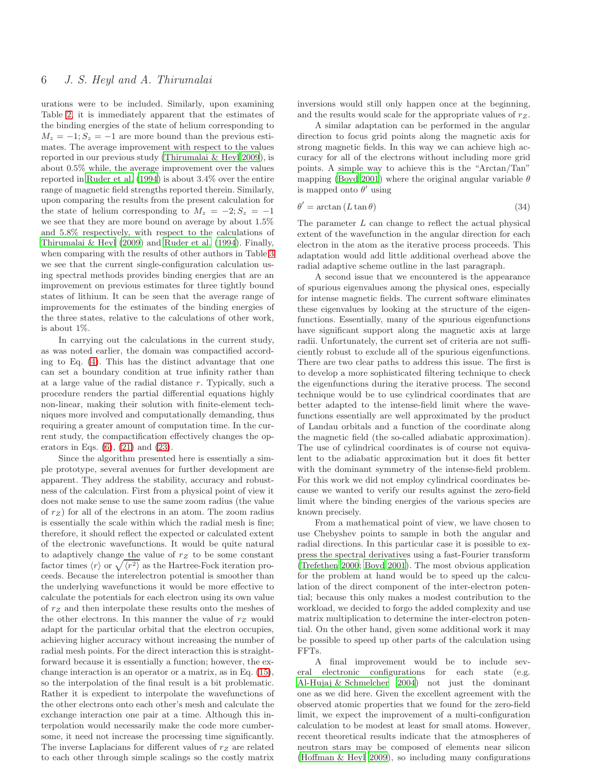urations were to be included. Similarly, upon examining Table 2, it is immediately apparent that the estimates of the binding energies of the state of helium corresponding to $M_z = -1; S_z = -1$ are more bound than the previous estimates. The average improvement with respect to the values reported in our previous study (Thirumalai & Heyl 2009), is about 0.5% while, the average improvement over the values reported in Ruder et al. (1994) is about 3.4% over the entire range of magnetic field strengths reported therein. Similarly, upon comparing the results from the present calculation for the state of helium corresponding to $M_z = -2; S_z = -1$ we see that they are more bound on average by about 1.5% and 5.8% respectively, with respect to the calculations of Thirumalai & Heyl (2009) and Ruder et al. (1994). Finally, when comparing with the results of other authors in Table 3 we see that the current single-configuration calculation using spectral methods provides binding energies that are an improvement on previous estimates for three tightly bound states of lithium. It can be seen that the average range of improvements for the estimates of the binding energies of the three states, relative to the calculations of other work, is about 1%.

In carrying out the calculations in the current study, as was noted earlier, the domain was compactified according to Eq. (4). This has the distinct advantage that one can set a boundary condition at true infinity rather than at a large value of the radial distance $r$. Typically, such a procedure renders the partial differential equations highly non-linear, making their solution with finite-element techniques more involved and computationally demanding, thus requiring a greater amount of computation time. In the current study, the compactification effectively changes the operators in Eqs. (6), (21) and (23).

Since the algorithm presented here is essentially a simple prototype, several avenues for further development are apparent. They address the stability, accuracy and robustness of the calculation. First from a physical point of view it does not make sense to use the same zoom radius (the value of $r_Z$) for all of the electrons in an atom. The zoom radius is essentially the scale within which the radial mesh is fine; therefore, it should reflect the expected or calculated extent of the electronic wavefunctions. It would be quite natural to adaptively change the value of $r_Z$ to be some constant factor times $\langle r \rangle$ or $\sqrt{\langle r^2 \rangle}$ as the Hartree-Fock iteration proceeds. Because the interelectron potential is smoother than the underlying wavefunctions it would be more effective to calculate the potentials for each electron using its own value of $r_Z$ and then interpolate these results onto the meshes of the other electrons. In this manner the value of $r_Z$ would adapt for the particular orbital that the electron occupies, achieving higher accuracy without increasing the number of radial mesh points. For the direct interaction this is straightforward because it is essentially a function; however, the exchange interaction is an operator or a matrix, as in Eq. (15), so the interpolation of the final result is a bit problematic. Rather it is expedient to interpolate the wavefunctions of the other electrons onto each other's mesh and calculate the exchange interaction one pair at a time. Although this interpolation would necessarily make the code more cumbersome, it need not increase the processing time significantly. The inverse Laplacians for different values of $r_Z$ are related to each other through simple scalings so the costly matrix inversions would still only happen once at the beginning, and the results would scale for the appropriate values of $r_Z$.

A similar adaptation can be performed in the angular direction to focus grid points along the magnetic axis for strong magnetic fields. In this way we can achieve high accuracy for all of the electrons without including more grid points. A simple way to achieve this is the "Arctan/Tan" mapping (Boyd 2001) where the original angular variable $\theta$ is mapped onto $\theta'$ using

$$\theta' = \arctan\left(L \tan\theta\right) \tag{34}$$

The parameter $L$ can change to reflect the actual physical extent of the wavefunction in the angular direction for each electron in the atom as the iterative process proceeds. This adaptation would add little additional overhead above the radial adaptive scheme outline in the last paragraph.

A second issue that we encountered is the appearance of spurious eigenvalues among the physical ones, especially for intense magnetic fields. The current software eliminates these eigenvalues by looking at the structure of the eigenfunctions. Essentially, many of the spurious eigenfunctions have significant support along the magnetic axis at large radii. Unfortunately, the current set of criteria are not sufficiently robust to exclude all of the spurious eigenfunctions. There are two clear paths to address this issue. The first is to develop a more sophisticated filtering technique to check the eigenfunctions during the iterative process. The second technique would be to use cylindrical coordinates that are better adapted to the intense-field limit where the wavefunctions essentially are well approximated by the product of Landau orbitals and a function of the coordinate along the magnetic field (the so-called adiabatic approximation). The use of cylindrical coordinates is of course not equivalent to the adiabatic approximation but it does fit better with the dominant symmetry of the intense-field problem. For this work we did not employ cylindrical coordinates because we wanted to verify our results against the zero-field limit where the binding energies of the various species are known precisely.

From a mathematical point of view, we have chosen to use Chebyshev points to sample in both the angular and radial directions. In this particular case it is possible to express the spectral derivatives using a fast-Fourier transform (Trefethen 2000; Boyd 2001). The most obvious application for the problem at hand would be to speed up the calculation of the direct component of the inter-electron potential; because this only makes a modest contribution to the workload, we decided to forgo the added complexity and use matrix multiplication to determine the inter-electron potential. On the other hand, given some additional work it may be possible to speed up other parts of the calculation using FFTs.

A final improvement would be to include several electronic configurations for each state (e.g. Al-Hujaj & Schmelcher 2004) not just the dominant one as we did here. Given the excellent agreement with the observed atomic properties that we found for the zero-field limit, we expect the improvement of a multi-configuration calculation to be modest at least for small atoms. However, recent theoretical results indicate that the atmospheres of neutron stars may be composed of elements near silicon (Hoffman & Heyl 2009), so including many configurations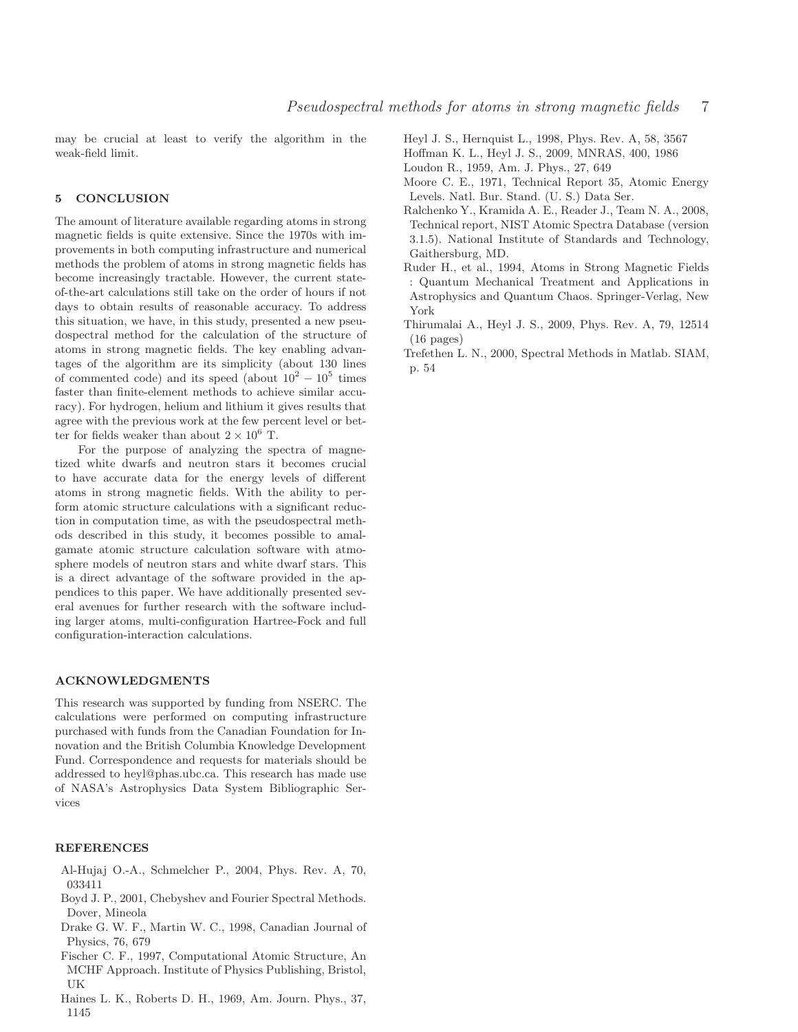may be crucial at least to verify the algorithm in the weak-field limit.

## 5 CONCLUSION

The amount of literature available regarding atoms in strong magnetic fields is quite extensive. Since the 1970s with improvements in both computing infrastructure and numerical methods the problem of atoms in strong magnetic fields has become increasingly tractable. However, the current state-of-the-art calculations still take on the order of hours if not days to obtain results of reasonable accuracy. To address this situation, we have, in this study, presented a new pseudospectral method for the calculation of the structure of atoms in strong magnetic fields. The key enabling advantages of the algorithm are its simplicity (about 130 lines of commented code) and its speed (about $10^2 - 10^5$ times faster than finite-element methods to achieve similar accuracy). For hydrogen, helium and lithium it gives results that agree with the previous work at the few percent level or better for fields weaker than about $2 \times 10^6$ T.

For the purpose of analyzing the spectra of magnetized white dwarfs and neutron stars it becomes crucial to have accurate data for the energy levels of different atoms in strong magnetic fields. With the ability to perform atomic structure calculations with a significant reduction in computation time, as with the pseudospectral methods described in this study, it becomes possible to amalgamate atomic structure calculation software with atmosphere models of neutron stars and white dwarf stars. This is a direct advantage of the software provided in the appendices to this paper. We have additionally presented several avenues for further research with the software including larger atoms, multi-configuration Hartree-Fock and full configuration-interaction calculations.

## ACKNOWLEDGMENTS

This research was supported by funding from NSERC. The calculations were performed on computing infrastructure purchased with funds from the Canadian Foundation for Innovation and the British Columbia Knowledge Development Fund. Correspondence and requests for materials should be addressed to heyl@phas.ubc.ca. This research has made use of NASA's Astrophysics Data System Bibliographic Services

## REFERENCES

Al-Hujaj O.-A., Schmelcher P., 2004, Phys. Rev. A, 70, 033411

Boyd J. P., 2001, Chebyshev and Fourier Spectral Methods. Dover, Mineola

Drake G. W. F., Martin W. C., 1998, Canadian Journal of Physics, 76, 679

Fischer C. F., 1997, Computational Atomic Structure, An MCHF Approach. Institute of Physics Publishing, Bristol, UK

Haines L. K., Roberts D. H., 1969, Am. Journ. Phys., 37, 1145

Heyl J. S., Hernquist L., 1998, Phys. Rev. A, 58, 3567

Hoffman K. L., Heyl J. S., 2009, MNRAS, 400, 1986

Loudon R., 1959, Am. J. Phys., 27, 649

Moore C. E., 1971, Technical Report 35, Atomic Energy Levels. Natl. Bur. Stand. (U. S.) Data Ser.

Ralchenko Y., Kramida A. E., Reader J., Team N. A., 2008, Technical report, NIST Atomic Spectra Database (version 3.1.5). National Institute of Standards and Technology, Gaithersburg, MD.

Ruder H., et al., 1994, Atoms in Strong Magnetic Fields : Quantum Mechanical Treatment and Applications in Astrophysics and Quantum Chaos. Springer-Verlag, New York

Thirumalai A., Heyl J. S., 2009, Phys. Rev. A, 79, 12514 (16 pages)

Trefethen L. N., 2000, Spectral Methods in Matlab. SIAM, p. 54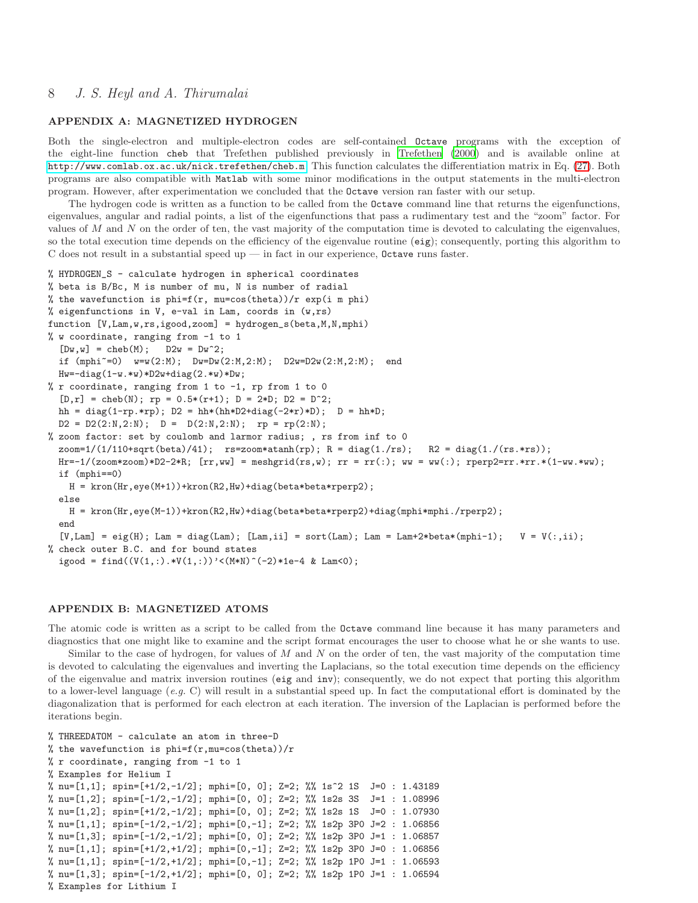## APPENDIX A: MAGNETIZED HYDROGEN

Both the single-electron and multiple-electron codes are self-contained `Octave` programs with the exception of the eight-line function `cheb` that Trefethen published previously in Trefethen (2000) and is available online at http://www.comlab.ox.ac.uk/nick.trefethen/cheb.m. This function calculates the differentiation matrix in Eq. (27). Both programs are also compatible with `Matlab` with some minor modifications in the output statements in the multi-electron program. However, after experimentation we concluded that the `Octave` version ran faster with our setup.

The hydrogen code is written as a function to be called from the `Octave` command line that returns the eigenfunctions, eigenvalues, angular and radial points, a list of the eigenfunctions that pass a rudimentary test and the "zoom" factor. For values of $M$ and $N$ on the order of ten, the vast majority of the computation time is devoted to calculating the eigenvalues, so the total execution time depends on the efficiency of the eigenvalue routine (`eig`); consequently, porting this algorithm to C does not result in a substantial speed up — in fact in our experience, `Octave` runs faster.

```
% HYDROGEN_S - calculate hydrogen in spherical coordinates
% beta is B/Bc, M is number of mu, N is number of radial
% the wavefunction is phi=f(r, mu=cos(theta))/r exp(i m phi)
% eigenfunctions in V, e-val in Lam, coords in (w,rs)
function [V,Lam,w,rs,igood,zoom] = hydrogen_s(beta,M,N,mphi)
% w coordinate, ranging from -1 to 1
  [Dw,w] = cheb(M);   D2w = Dw^2;
  if (mphi~=0)  w=w(2:M);  Dw=Dw(2:M,2:M);  D2w=D2w(2:M,2:M);  end
  Hw=-diag(1-w.*w)*D2w+diag(2.*w)*Dw;
% r coordinate, ranging from 1 to -1, rp from 1 to 0
  [D,r] = cheb(N); rp = 0.5*(r+1); D = 2*D; D2 = D^2;
  hh = diag(1-rp.*rp); D2 = hh*(hh*D2+diag(-2*r)*D);  D = hh*D;
  D2 = D2(2:N,2:N);  D =  D(2:N,2:N);  rp = rp(2:N);
% zoom factor: set by coulomb and larmor radius; , rs from inf to 0
  zoom=1/(1/110+sqrt(beta)/41);  rs=zoom*atanh(rp); R = diag(1./rs);   R2 = diag(1./(rs.*rs));
  Hr=-1/(zoom*zoom)*D2-2*R; [rr,ww] = meshgrid(rs,w); rr = rr(:); ww = ww(:); rperp2=rr.*rr.*(1-ww.*ww);
  if (mphi==0)
    H = kron(Hr,eye(M+1))+kron(R2,Hw)+diag(beta*beta*rperp2);
  else
    H = kron(Hr,eye(M-1))+kron(R2,Hw)+diag(beta*beta*rperp2)+diag(mphi*mphi./rperp2);
  end
  [V,Lam] = eig(H); Lam = diag(Lam); [Lam,ii] = sort(Lam); Lam = Lam+2*beta*(mphi-1);   V = V(:,ii);
% check outer B.C. and for bound states
  igood = find((V(1,:).*V(1,:))'<(M*N)^(-2)*1e-4 & Lam<0);
```

## APPENDIX B: MAGNETIZED ATOMS

The atomic code is written as a script to be called from the `Octave` command line because it has many parameters and diagnostics that one might like to examine and the script format encourages the user to choose what he or she wants to use.

Similar to the case of hydrogen, for values of $M$ and $N$ on the order of ten, the vast majority of the computation time is devoted to calculating the eigenvalues and inverting the Laplacians, so the total execution time depends on the efficiency of the eigenvalue and matrix inversion routines (`eig` and `inv`); consequently, we do not expect that porting this algorithm to a lower-level language (*e.g.* C) will result in a substantial speed up. In fact the computational effort is dominated by the diagonalization that is performed for each electron at each iteration. The inversion of the Laplacian is performed before the iterations begin.

```
% THREEDATOM - calculate an atom in three-D
% the wavefunction is phi=f(r,mu=cos(theta))/r
% r coordinate, ranging from -1 to 1
% Examples for Helium I
% nu=[1,1]; spin=[+1/2,-1/2]; mphi=[0, 0]; Z=2; %% 1s^2 1S  J=0 : 1.43189
% nu=[1,2]; spin=[-1/2,-1/2]; mphi=[0, 0]; Z=2; %% 1s2s 3S  J=1 : 1.08996
% nu=[1,2]; spin=[+1/2,-1/2]; mphi=[0, 0]; Z=2; %% 1s2s 1S  J=0 : 1.07930
% nu=[1,1]; spin=[-1/2,-1/2]; mphi=[0,-1]; Z=2; %% 1s2p 3P0 J=2 : 1.06856
% nu=[1,3]; spin=[-1/2,-1/2]; mphi=[0, 0]; Z=2; %% 1s2p 3P0 J=1 : 1.06857
% nu=[1,1]; spin=[+1/2,+1/2]; mphi=[0,-1]; Z=2; %% 1s2p 3P0 J=0 : 1.06856
% nu=[1,1]; spin=[-1/2,+1/2]; mphi=[0,-1]; Z=2; %% 1s2p 1P0 J=1 : 1.06593
% nu=[1,3]; spin=[-1/2,+1/2]; mphi=[0, 0]; Z=2; %% 1s2p 1P0 J=1 : 1.06594
% Examples for Lithium I
```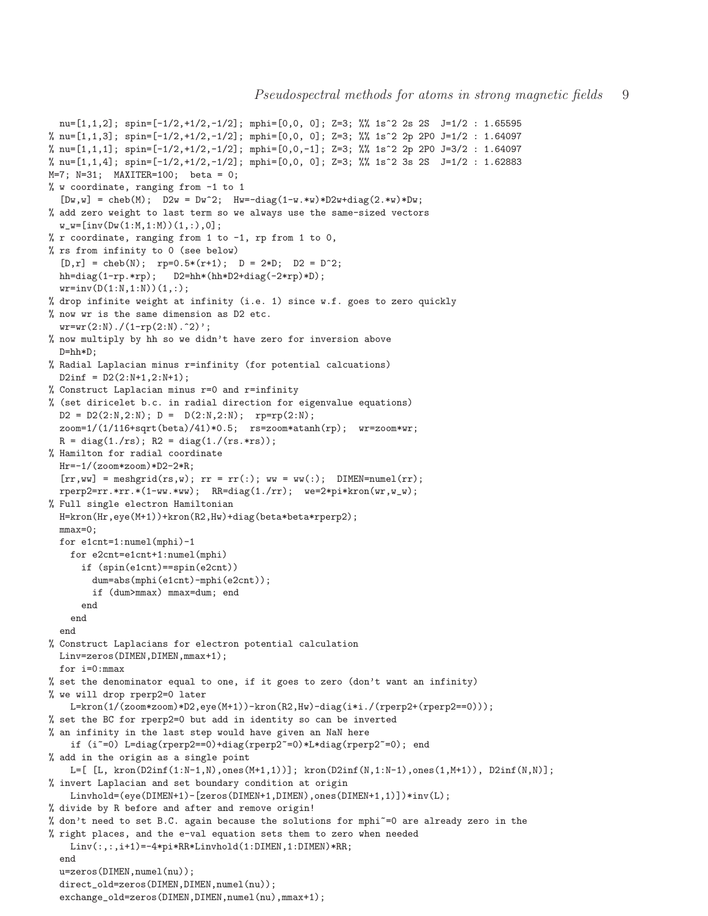```
  nu=[1,1,2]; spin=[-1/2,+1/2,-1/2]; mphi=[0,0, 0]; Z=3; %% 1s^2 2s 2S  J=1/2 : 1.65595
% nu=[1,1,3]; spin=[-1/2,+1/2,-1/2]; mphi=[0,0, 0]; Z=3; %% 1s^2 2p 2P0 J=1/2 : 1.64097
% nu=[1,1,1]; spin=[-1/2,+1/2,-1/2]; mphi=[0,0,-1]; Z=3; %% 1s^2 2p 2P0 J=3/2 : 1.64097
% nu=[1,1,4]; spin=[-1/2,+1/2,-1/2]; mphi=[0,0, 0]; Z=3; %% 1s^2 3s 2S  J=1/2 : 1.62883
M=7; N=31;  MAXITER=100;  beta = 0;
% w coordinate, ranging from -1 to 1
  [Dw,w] = cheb(M);  D2w = Dw^2;  Hw=-diag(1-w.*w)*D2w+diag(2.*w)*Dw;
% add zero weight to last term so we always use the same-sized vectors
  w_w=[inv(Dw(1:M,1:M))(1,:),0];
% r coordinate, ranging from 1 to -1, rp from 1 to 0,
% rs from infinity to 0 (see below)
  [D,r] = cheb(N);  rp=0.5*(r+1);  D = 2*D;  D2 = D^2;
  hh=diag(1-rp.*rp);   D2=hh*(hh*D2+diag(-2*rp)*D);
  wr=inv(D(1:N,1:N))(1,:);
% drop infinite weight at infinity (i.e. 1) since w.f. goes to zero quickly
% now wr is the same dimension as D2 etc.
  wr=wr(2:N)./(1-rp(2:N).^2)';
% now multiply by hh so we didn't have zero for inversion above
  D=hh*D;
% Radial Laplacian minus r=infinity (for potential calcuations)
  D2inf = D2(2:N+1,2:N+1);
% Construct Laplacian minus r=0 and r=infinity
% (set diricelet b.c. in radial direction for eigenvalue equations)
  D2 = D2(2:N,2:N); D =  D(2:N,2:N);  rp=rp(2:N);
  zoom=1/(1/116+sqrt(beta)/41)*0.5;  rs=zoom*atanh(rp);  wr=zoom*wr;
  R = diag(1./rs); R2 = diag(1./(rs.*rs));
% Hamilton for radial coordinate
  Hr=-1/(zoom*zoom)*D2-2*R;
  [rr,ww] = meshgrid(rs,w); rr = rr(:); ww = ww(:);  DIMEN=numel(rr);
  rperp2=rr.*rr.*(1-ww.*ww);  RR=diag(1./rr);  we=2*pi*kron(wr,w_w);
% Full single electron Hamiltonian
  H=kron(Hr,eye(M+1))+kron(R2,Hw)+diag(beta*beta*rperp2);
  mmax=0;
  for e1cnt=1:numel(mphi)-1
    for e2cnt=e1cnt+1:numel(mphi)
      if (spin(e1cnt)==spin(e2cnt))
        dum=abs(mphi(e1cnt)-mphi(e2cnt));
        if (dum>mmax) mmax=dum; end
      end
    end
  end
% Construct Laplacians for electron potential calculation
  Linv=zeros(DIMEN,DIMEN,mmax+1);
  for i=0:mmax
% set the denominator equal to one, if it goes to zero (don't want an infinity)
% we will drop rperp2=0 later
    L=kron(1/(zoom*zoom)*D2,eye(M+1))-kron(R2,Hw)-diag(i*i./(rperp2+(rperp2==0)));
% set the BC for rperp2=0 but add in identity so can be inverted
% an infinity in the last step would have given an NaN here
    if (i~=0) L=diag(rperp2==0)+diag(rperp2~=0)*L*diag(rperp2~=0); end
% add in the origin as a single point
    L=[ [L, kron(D2inf(1:N-1,N),ones(M+1,1))]; kron(D2inf(N,1:N-1),ones(1,M+1)), D2inf(N,N)];
% invert Laplacian and set boundary condition at origin
    Linvhold=(eye(DIMEN+1)-[zeros(DIMEN+1,DIMEN),ones(DIMEN+1,1)])*inv(L);
% divide by R before and after and remove origin!
% don't need to set B.C. again because the solutions for mphi~=0 are already zero in the
% right places, and the e-val equation sets them to zero when needed
    Linv(:,:,i+1)=-4*pi*RR*Linvhold(1:DIMEN,1:DIMEN)*RR;
  end
  u=zeros(DIMEN,numel(nu));
  direct_old=zeros(DIMEN,DIMEN,numel(nu));
  exchange_old=zeros(DIMEN,DIMEN,numel(nu),mmax+1);
```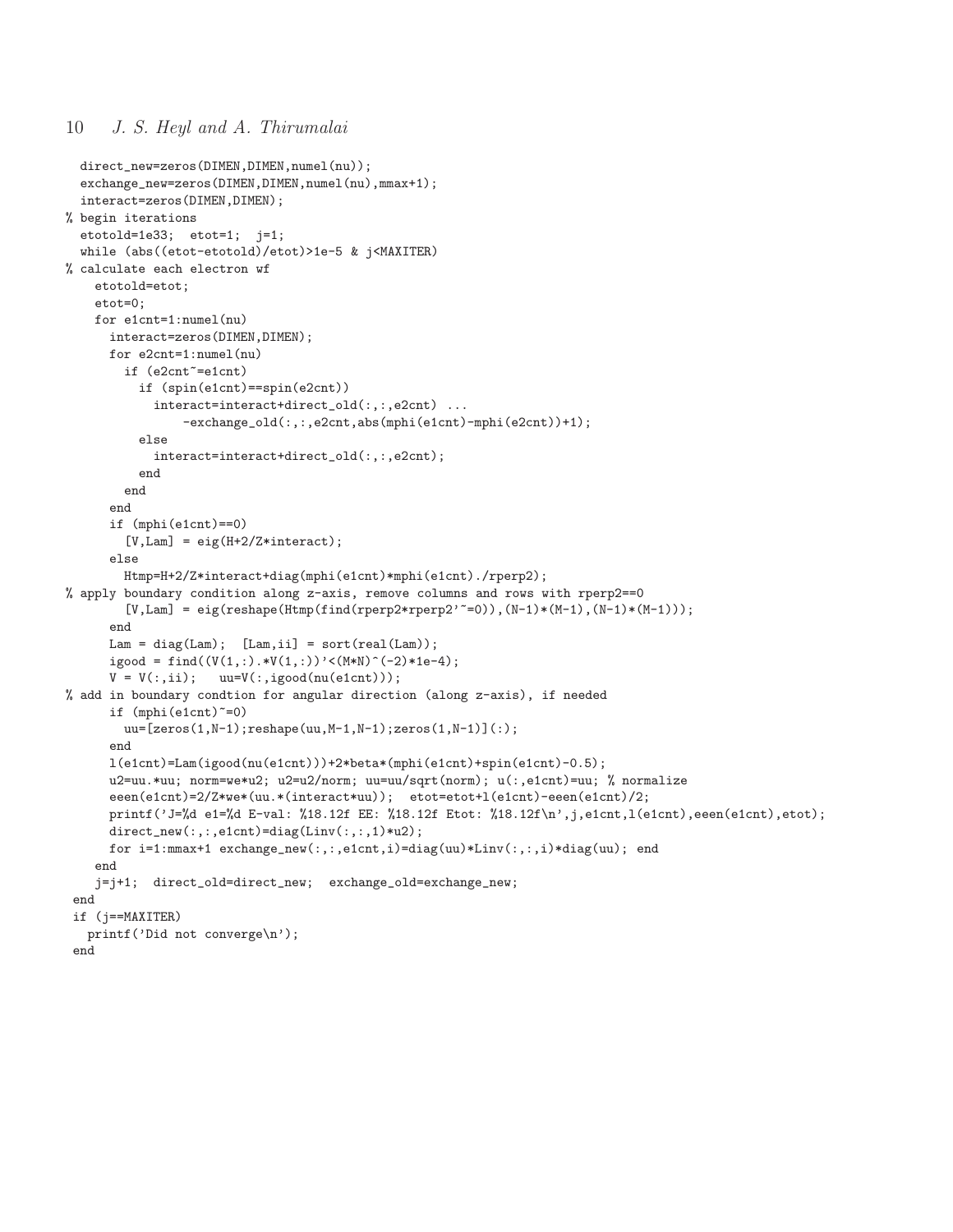```
  direct_new=zeros(DIMEN,DIMEN,numel(nu));
  exchange_new=zeros(DIMEN,DIMEN,numel(nu),mmax+1);
  interact=zeros(DIMEN,DIMEN);
% begin iterations
  etotold=1e33;  etot=1;  j=1;
  while (abs((etot-etotold)/etot)>1e-5 & j<MAXITER)
% calculate each electron wf
    etotold=etot;
    etot=0;
    for e1cnt=1:numel(nu)
      interact=zeros(DIMEN,DIMEN);
      for e2cnt=1:numel(nu)
        if (e2cnt~=e1cnt)
          if (spin(e1cnt)==spin(e2cnt))
            interact=interact+direct_old(:,:,e2cnt) ...
                -exchange_old(:,:,e2cnt,abs(mphi(e1cnt)-mphi(e2cnt))+1);
          else
            interact=interact+direct_old(:,:,e2cnt);
          end
        end
      end
      if (mphi(e1cnt)==0)
        [V,Lam] = eig(H+2/Z*interact);
      else
        Htmp=H+2/Z*interact+diag(mphi(e1cnt)*mphi(e1cnt)./rperp2);
% apply boundary condition along z-axis, remove columns and rows with rperp2==0
        [V,Lam] = eig(reshape(Htmp(find(rperp2*rperp2'~=0)),(N-1)*(M-1),(N-1)*(M-1)));
      end
      Lam = diag(Lam);  [Lam,ii] = sort(real(Lam));
      igood = find((V(1,:).*V(1,:))'<(M*N)^(-2)*1e-4);
      V = V(:,ii);   uu=V(:,igood(nu(e1cnt)));
% add in boundary condtion for angular direction (along z-axis), if needed
      if (mphi(e1cnt)~=0)
        uu=[zeros(1,N-1);reshape(uu,M-1,N-1);zeros(1,N-1)](:);
      end
      l(e1cnt)=Lam(igood(nu(e1cnt)))+2*beta*(mphi(e1cnt)+spin(e1cnt)-0.5);
      u2=uu.*uu; norm=we*u2; u2=u2/norm; uu=uu/sqrt(norm); u(:,e1cnt)=uu; % normalize
      eeen(e1cnt)=2/Z*we*(uu.*(interact*uu));  etot=etot+l(e1cnt)-eeen(e1cnt)/2;
      printf('J=%d e1=%d E-val: %18.12f EE: %18.12f Etot: %18.12f\n',j,e1cnt,l(e1cnt),eeen(e1cnt),etot);
      direct_new(:,:,e1cnt)=diag(Linv(:,:,1)*u2);
      for i=1:mmax+1 exchange_new(:,:,e1cnt,i)=diag(uu)*Linv(:,:,i)*diag(uu); end
    end
    j=j+1;  direct_old=direct_new;  exchange_old=exchange_new;
 end
 if (j==MAXITER)
   printf('Did not converge\n');
 end
```